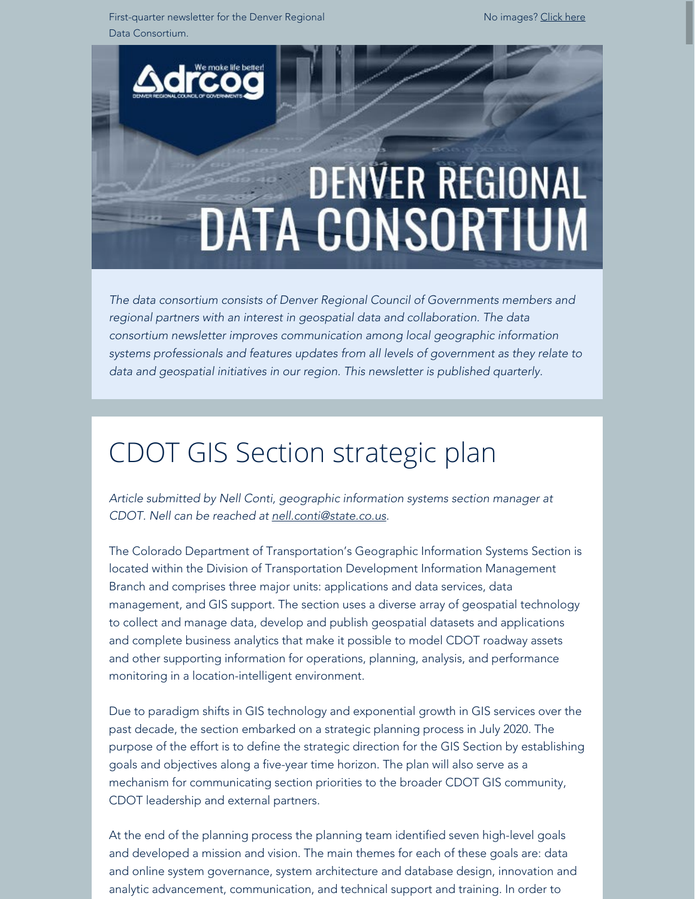First-quarter newsletter for the Denver Regional Data Consortium.

No images? Click here

# DENVER REGIONAL DATA CONSORTIUM

*The data consortium consists of Denver Regional Council of Governments members and regional partners with an interest in geospatial data and collaboration. The data consortium newsletter improves communication among local geographic information systems professionals and features updates from all levels of government as they relate to data and geospatial initiatives in our region. This newsletter is published quarterly.*

# CDOT GIS Section strategic plan

*Article submitted by Nell Conti, geographic information systems section manager at CDOT. Nell can be reached at nell.conti@state.co.us.*

The Colorado Department of Transportation's Geographic Information Systems Section is located within the Division of Transportation Development Information Management Branch and comprises three major units: applications and data services, data management, and GIS support. The section uses a diverse array of geospatial technology to collect and manage data, develop and publish geospatial datasets and applications and complete business analytics that make it possible to model CDOT roadway assets and other supporting information for operations, planning, analysis, and performance monitoring in a location-intelligent environment.

Due to paradigm shifts in GIS technology and exponential growth in GIS services over the past decade, the section embarked on a strategic planning process in July 2020. The purpose of the effort is to define the strategic direction for the GIS Section by establishing goals and objectives along a five-year time horizon. The plan will also serve as a mechanism for communicating section priorities to the broader CDOT GIS community, CDOT leadership and external partners.

At the end of the planning process the planning team identified seven high-level goals and developed a mission and vision. The main themes for each of these goals are: data and online system governance, system architecture and database design, innovation and analytic advancement, communication, and technical support and training. In order to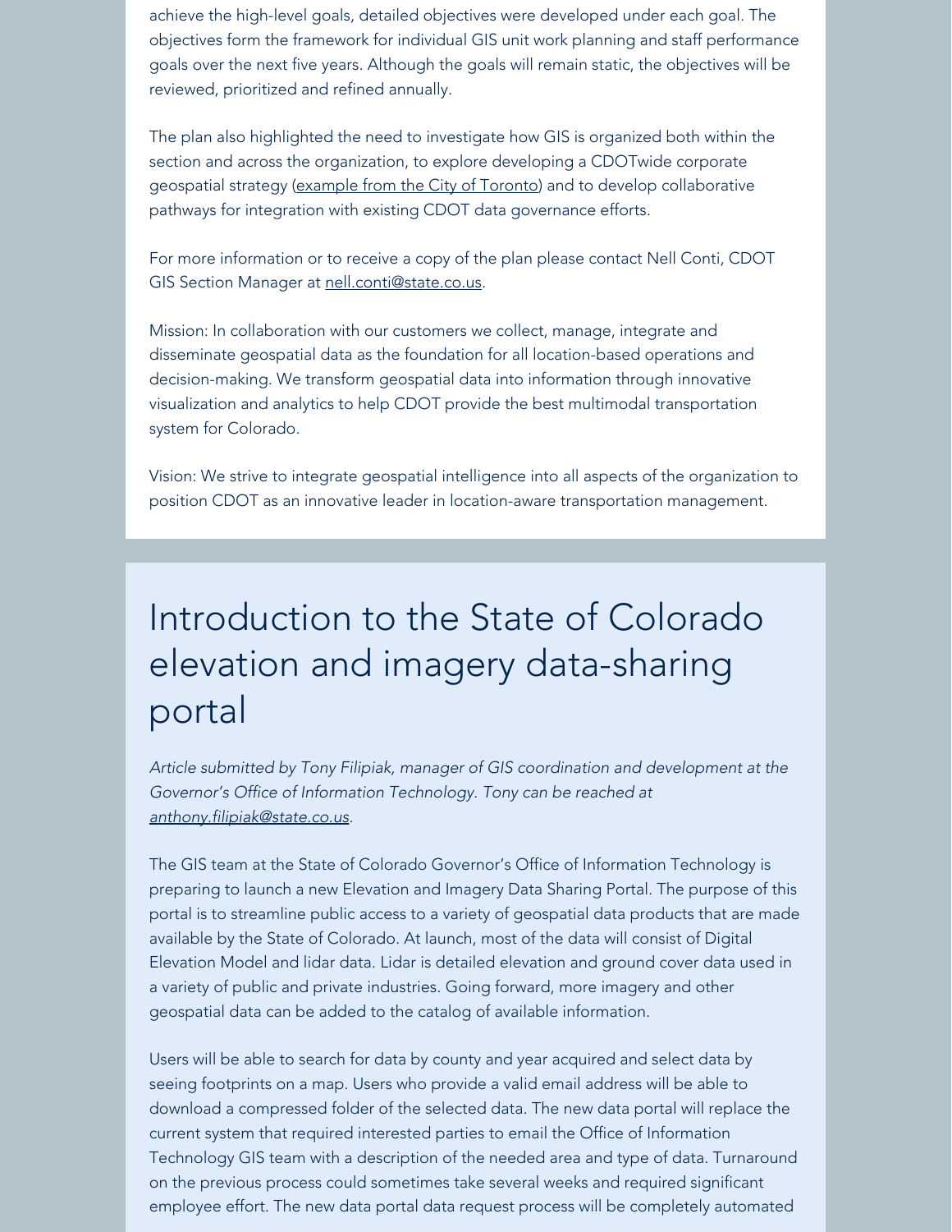achieve the high-level goals, detailed objectives were developed under each goal. The objectives form the framework for individual GIS unit work planning and staff performance goals over the next five years. Although the goals will remain static, the objectives will be reviewed, prioritized and refined annually.

The plan also highlighted the need to investigate how GIS is organized both within the section and across the organization, to explore developing a CDOTwide corporate geospatial strategy (example from the City of Toronto) and to develop collaborative pathways for integration with existing CDOT data governance efforts.

For more information or to receive a copy of the plan please contact Nell Conti, CDOT GIS Section Manager at nell.conti@state.co.us.

Mission: In collaboration with our customers we collect, manage, integrate and disseminate geospatial data as the foundation for all location-based operations and decision-making. We transform geospatial data into information through innovative visualization and analytics to help CDOT provide the best multimodal transportation system for Colorado.

Vision: We strive to integrate geospatial intelligence into all aspects of the organization to position CDOT as an innovative leader in location-aware transportation management.

# Introduction to the State of Colorado elevation and imagery data-sharing portal

*Article submitted by Tony Filipiak, manager of GIS coordination and development at the Governor's Office of Information Technology. Tony can be reached at anthony.filipiak@state.co.us.*

The GIS team at the State of Colorado Governor's Office of Information Technology is preparing to launch a new Elevation and Imagery Data Sharing Portal. The purpose of this portal is to streamline public access to a variety of geospatial data products that are made available by the State of Colorado. At launch, most of the data will consist of Digital Elevation Model and lidar data. Lidar is detailed elevation and ground cover data used in a variety of public and private industries. Going forward, more imagery and other geospatial data can be added to the catalog of available information.

Users will be able to search for data by county and year acquired and select data by seeing footprints on a map. Users who provide a valid email address will be able to download a compressed folder of the selected data. The new data portal will replace the current system that required interested parties to email the Office of Information Technology GIS team with a description of the needed area and type of data. Turnaround on the previous process could sometimes take several weeks and required significant employee effort. The new data portal data request process will be completely automated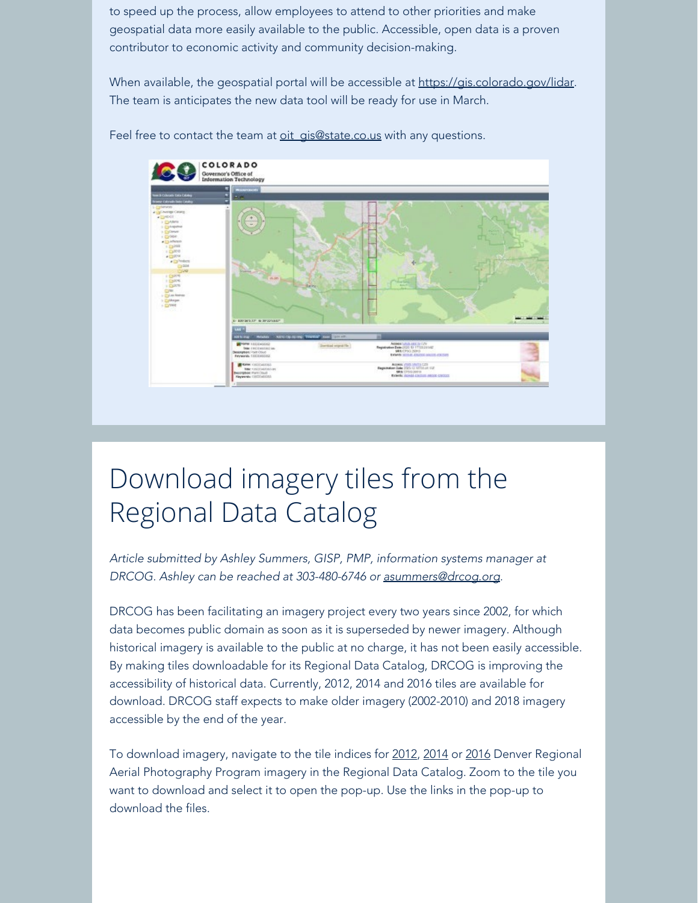to speed up the process, allow employees to attend to other priorities and make geospatial data more easily available to the public. Accessible, open data is a proven contributor to economic activity and community decision-making.

When available, the geospatial portal will be accessible at https://gis.colorado.gov/lidar. The team is anticipates the new data tool will be ready for use in March.

Feel free to contact the team at oit_gis@state.co.us with any questions.

# Download imagery tiles from the Regional Data Catalog

*Article submitted by Ashley Summers, GISP, PMP, information systems manager at DRCOG. Ashley can be reached at 303-480-6746 or asummers@drcog.org.*

DRCOG has been facilitating an imagery project every two years since 2002, for which data becomes public domain as soon as it is superseded by newer imagery. Although historical imagery is available to the public at no charge, it has not been easily accessible. By making tiles downloadable for its Regional Data Catalog, DRCOG is improving the accessibility of historical data. Currently, 2012, 2014 and 2016 tiles are available for download. DRCOG staff expects to make older imagery (2002-2010) and 2018 imagery accessible by the end of the year.

To download imagery, navigate to the tile indices for 2012, 2014 or 2016 Denver Regional Aerial Photography Program imagery in the Regional Data Catalog. Zoom to the tile you want to download and select it to open the pop-up. Use the links in the pop-up to download the files.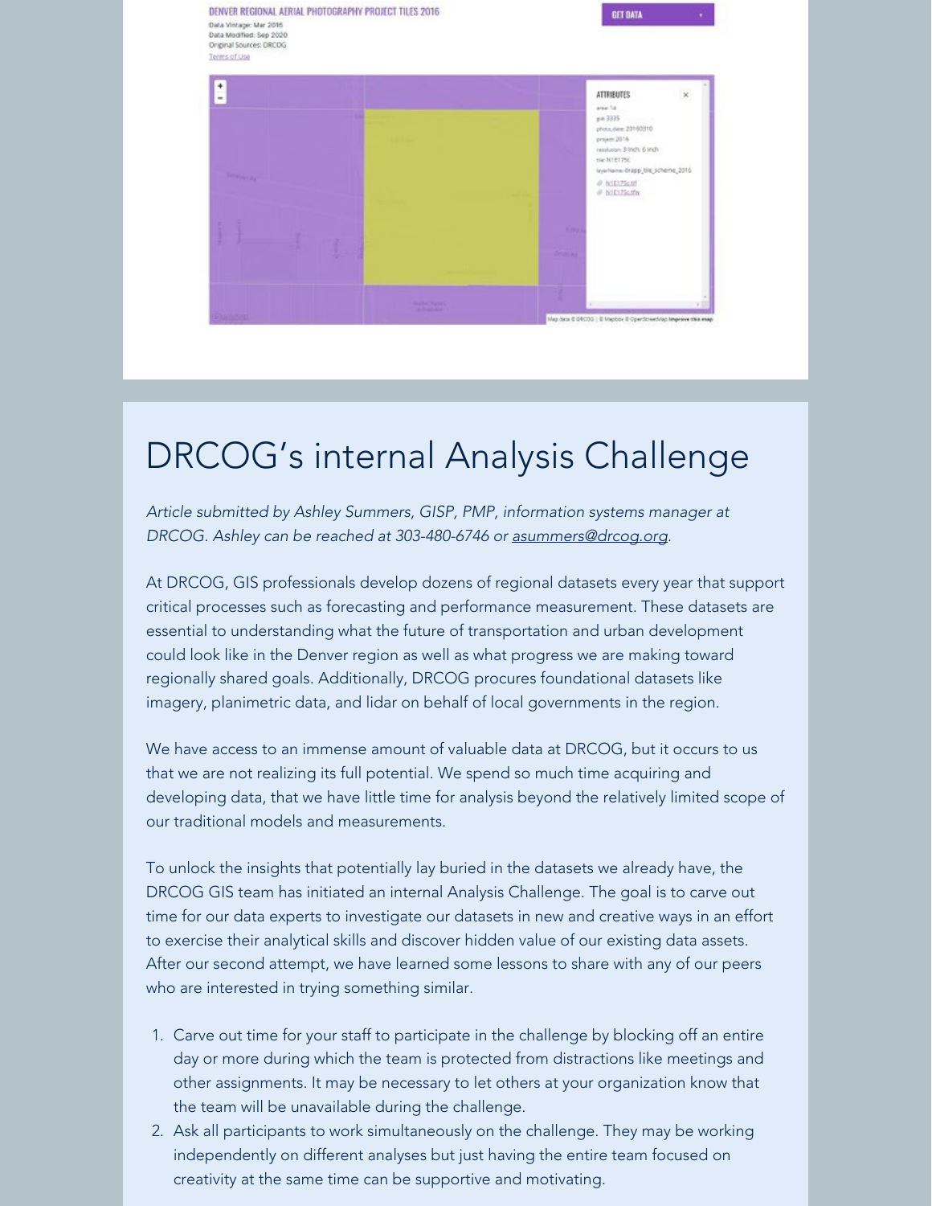# DRCOG's internal Analysis Challenge

*Article submitted by Ashley Summers, GISP, PMP, information systems manager at DRCOG. Ashley can be reached at 303-480-6746 or asummers@drcog.org.*

At DRCOG, GIS professionals develop dozens of regional datasets every year that support critical processes such as forecasting and performance measurement. These datasets are essential to understanding what the future of transportation and urban development could look like in the Denver region as well as what progress we are making toward regionally shared goals. Additionally, DRCOG procures foundational datasets like imagery, planimetric data, and lidar on behalf of local governments in the region.

We have access to an immense amount of valuable data at DRCOG, but it occurs to us that we are not realizing its full potential. We spend so much time acquiring and developing data, that we have little time for analysis beyond the relatively limited scope of our traditional models and measurements.

To unlock the insights that potentially lay buried in the datasets we already have, the DRCOG GIS team has initiated an internal Analysis Challenge. The goal is to carve out time for our data experts to investigate our datasets in new and creative ways in an effort to exercise their analytical skills and discover hidden value of our existing data assets. After our second attempt, we have learned some lessons to share with any of our peers who are interested in trying something similar.

1. Carve out time for your staff to participate in the challenge by blocking off an entire day or more during which the team is protected from distractions like meetings and other assignments. It may be necessary to let others at your organization know that the team will be unavailable during the challenge.
2. Ask all participants to work simultaneously on the challenge. They may be working independently on different analyses but just having the entire team focused on creativity at the same time can be supportive and motivating.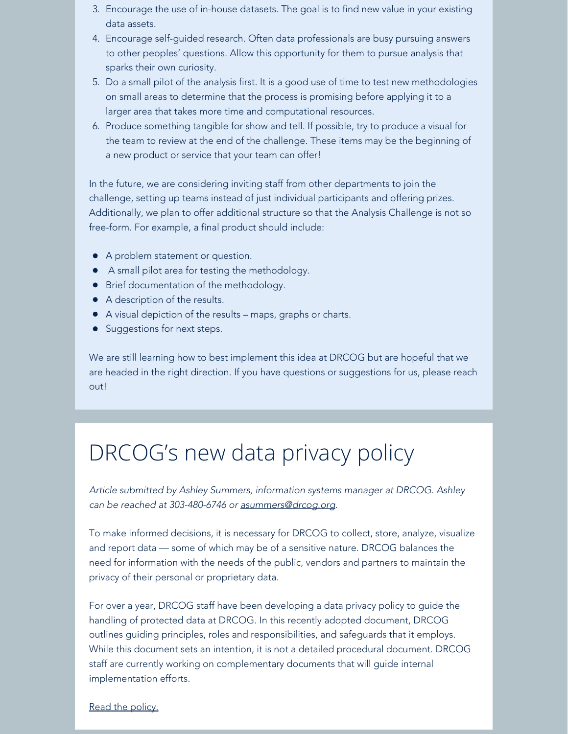3. Encourage the use of in-house datasets. The goal is to find new value in your existing data assets.
4. Encourage self-guided research. Often data professionals are busy pursuing answers to other peoples' questions. Allow this opportunity for them to pursue analysis that sparks their own curiosity.
5. Do a small pilot of the analysis first. It is a good use of time to test new methodologies on small areas to determine that the process is promising before applying it to a larger area that takes more time and computational resources.
6. Produce something tangible for show and tell. If possible, try to produce a visual for the team to review at the end of the challenge. These items may be the beginning of a new product or service that your team can offer!

In the future, we are considering inviting staff from other departments to join the challenge, setting up teams instead of just individual participants and offering prizes. Additionally, we plan to offer additional structure so that the Analysis Challenge is not so free-form. For example, a final product should include:

- A problem statement or question.
- A small pilot area for testing the methodology.
- Brief documentation of the methodology.
- A description of the results.
- A visual depiction of the results – maps, graphs or charts.
- Suggestions for next steps.

We are still learning how to best implement this idea at DRCOG but are hopeful that we are headed in the right direction. If you have questions or suggestions for us, please reach out!

# DRCOG's new data privacy policy

*Article submitted by Ashley Summers, information systems manager at DRCOG. Ashley can be reached at 303-480-6746 or asummers@drcog.org.*

To make informed decisions, it is necessary for DRCOG to collect, store, analyze, visualize and report data — some of which may be of a sensitive nature. DRCOG balances the need for information with the needs of the public, vendors and partners to maintain the privacy of their personal or proprietary data.

For over a year, DRCOG staff have been developing a data privacy policy to guide the handling of protected data at DRCOG. In this recently adopted document, DRCOG outlines guiding principles, roles and responsibilities, and safeguards that it employs. While this document sets an intention, it is not a detailed procedural document. DRCOG staff are currently working on complementary documents that will guide internal implementation efforts.

Read the policy.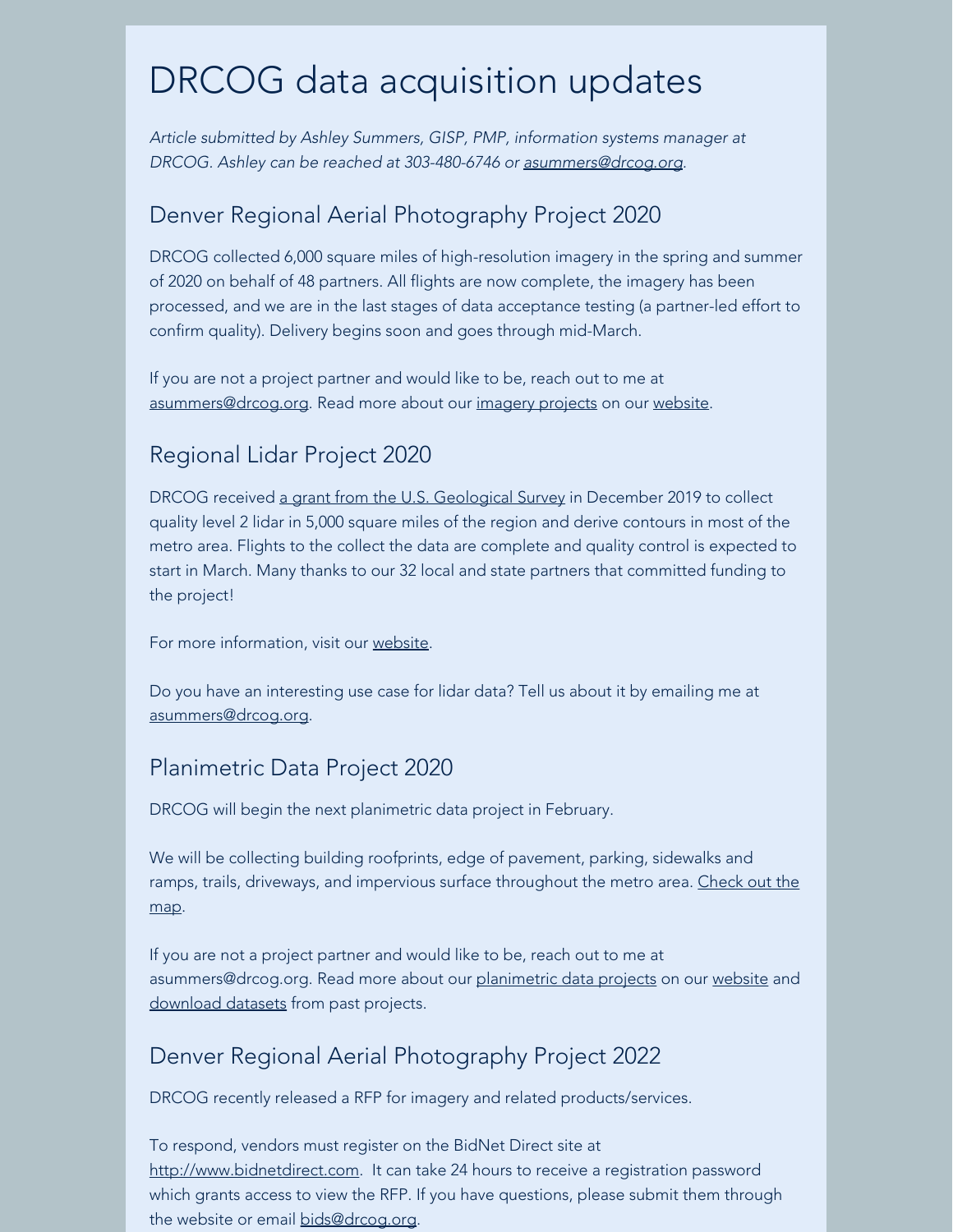# DRCOG data acquisition updates

*Article submitted by Ashley Summers, GISP, PMP, information systems manager at DRCOG. Ashley can be reached at 303-480-6746 or asummers@drcog.org.*

## Denver Regional Aerial Photography Project 2020

DRCOG collected 6,000 square miles of high-resolution imagery in the spring and summer of 2020 on behalf of 48 partners. All flights are now complete, the imagery has been processed, and we are in the last stages of data acceptance testing (a partner-led effort to confirm quality). Delivery begins soon and goes through mid-March.

If you are not a project partner and would like to be, reach out to me at asummers@drcog.org. Read more about our imagery projects on our website.

## Regional Lidar Project 2020

DRCOG received a grant from the U.S. Geological Survey in December 2019 to collect quality level 2 lidar in 5,000 square miles of the region and derive contours in most of the metro area. Flights to the collect the data are complete and quality control is expected to start in March. Many thanks to our 32 local and state partners that committed funding to the project!

For more information, visit our website.

Do you have an interesting use case for lidar data? Tell us about it by emailing me at asummers@drcog.org.

## Planimetric Data Project 2020

DRCOG will begin the next planimetric data project in February.

We will be collecting building roofprints, edge of pavement, parking, sidewalks and ramps, trails, driveways, and impervious surface throughout the metro area. Check out the map.

If you are not a project partner and would like to be, reach out to me at asummers@drcog.org. Read more about our planimetric data projects on our website and download datasets from past projects.

## Denver Regional Aerial Photography Project 2022

DRCOG recently released a RFP for imagery and related products/services.

To respond, vendors must register on the BidNet Direct site at http://www.bidnetdirect.com. It can take 24 hours to receive a registration password which grants access to view the RFP. If you have questions, please submit them through the website or email bids@drcog.org.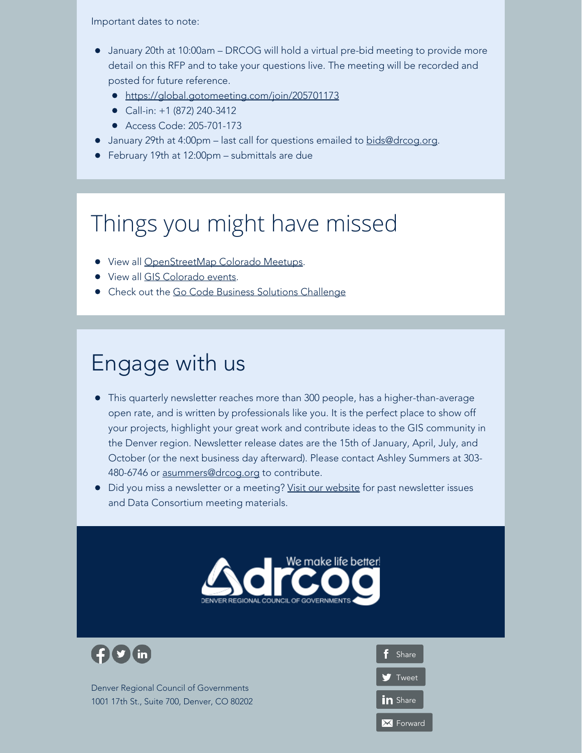Important dates to note:

- January 20th at 10:00am – DRCOG will hold a virtual pre-bid meeting to provide more detail on this RFP and to take your questions live. The meeting will be recorded and posted for future reference.
  - https://global.gotomeeting.com/join/205701173
  - Call-in: +1 (872) 240-3412
  - Access Code: 205-701-173
- January 29th at 4:00pm – last call for questions emailed to bids@drcog.org.
- February 19th at 12:00pm – submittals are due

# Things you might have missed

- View all OpenStreetMap Colorado Meetups.
- View all GIS Colorado events.
- Check out the Go Code Business Solutions Challenge

# Engage with us

- This quarterly newsletter reaches more than 300 people, has a higher-than-average open rate, and is written by professionals like you. It is the perfect place to show off your projects, highlight your great work and contribute ideas to the GIS community in the Denver region. Newsletter release dates are the 15th of January, April, July, and October (or the next business day afterward). Please contact Ashley Summers at 303-480-6746 or asummers@drcog.org to contribute.
- Did you miss a newsletter or a meeting? Visit our website for past newsletter issues and Data Consortium meeting materials.

drcog — We make life better! — DENVER REGIONAL COUNCIL OF GOVERNMENTS

Denver Regional Council of Governments
1001 17th St., Suite 700, Denver, CO 80202

Share | Tweet | Share | Forward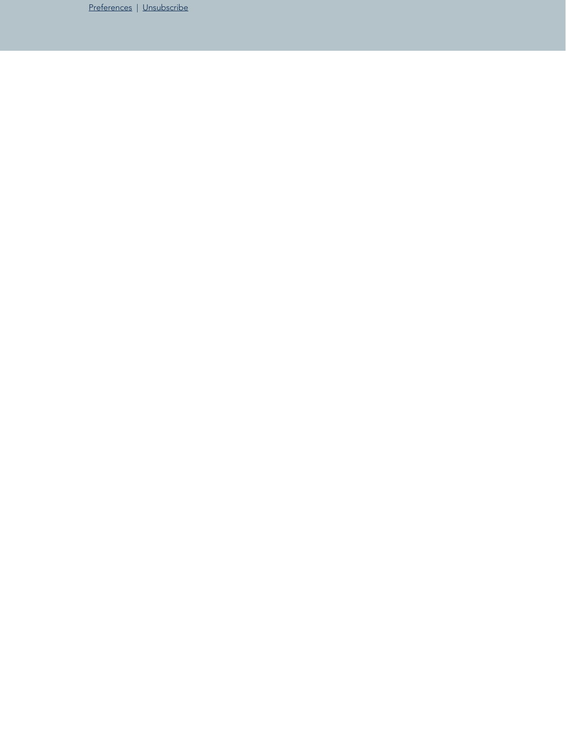Preferences | Unsubscribe